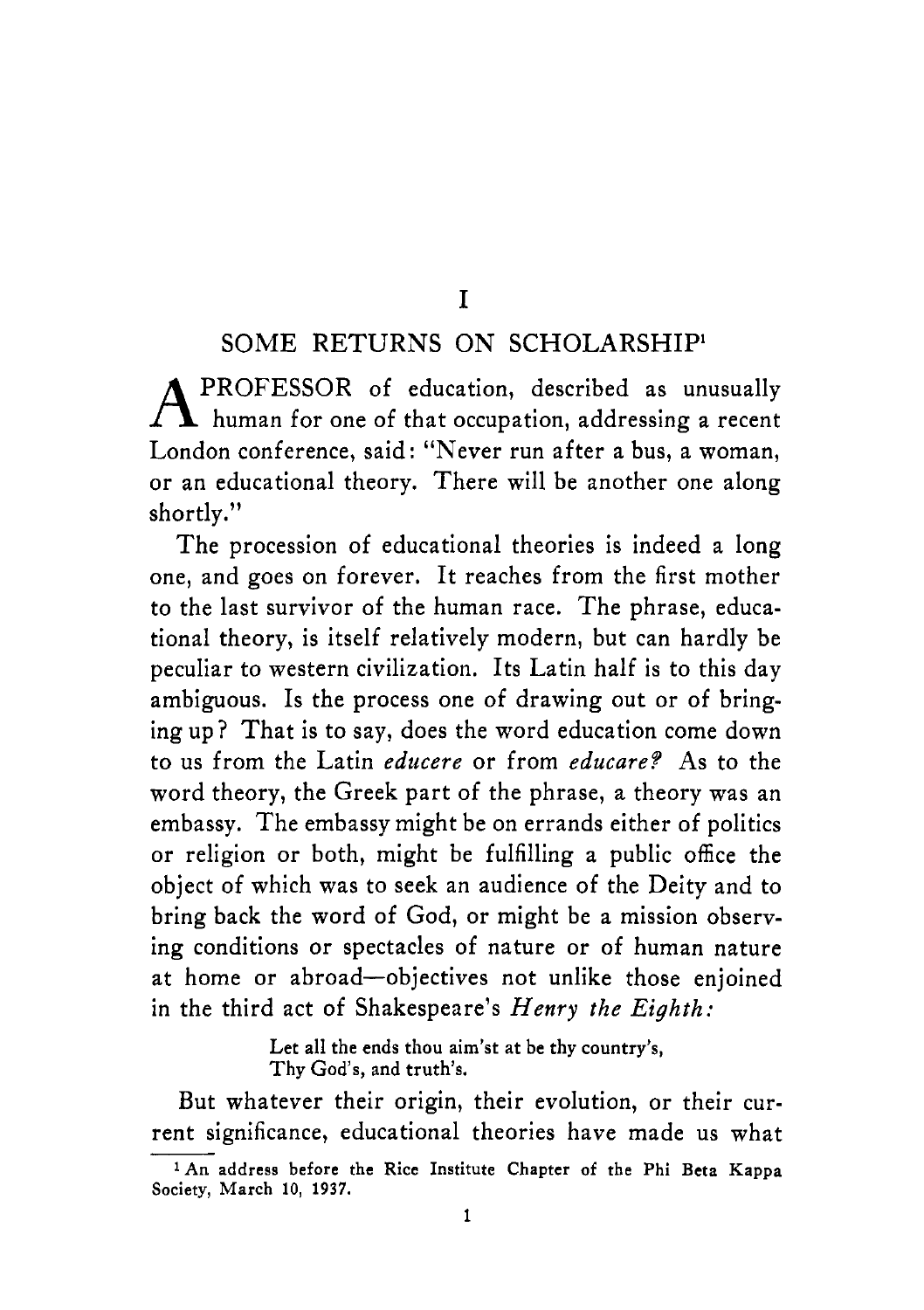# I

## SOME RETURNS ON SCHOLARSHIP[1]

A PROFESSOR of education, described as unusually human for one of that occupation, addressing a recent London conference, said: "Never run after a bus, a woman, or an educational theory. There will be another one along shortly."

The procession of educational theories is indeed a long one, and goes on forever. It reaches from the first mother to the last survivor of the human race. The phrase, educational theory, is itself relatively modern, but can hardly be peculiar to western civilization. Its Latin half is to this day ambiguous. Is the process one of drawing out or of bringing up? That is to say, does the word education come down to us from the Latin *educere* or from *educare?* As to the word theory, the Greek part of the phrase, a theory was an embassy. The embassy might be on errands either of politics or religion or both, might be fulfilling a public office the object of which was to seek an audience of the Deity and to bring back the word of God, or might be a mission observing conditions or spectacles of nature or of human nature at home or abroad—objectives not unlike those enjoined in the third act of Shakespeare's *Henry the Eighth:*

> Let all the ends thou aim'st at be thy country's,
> Thy God's, and truth's.

But whatever their origin, their evolution, or their current significance, educational theories have made us what

[1] An address before the Rice Institute Chapter of the Phi Beta Kappa Society, March 10, 1937.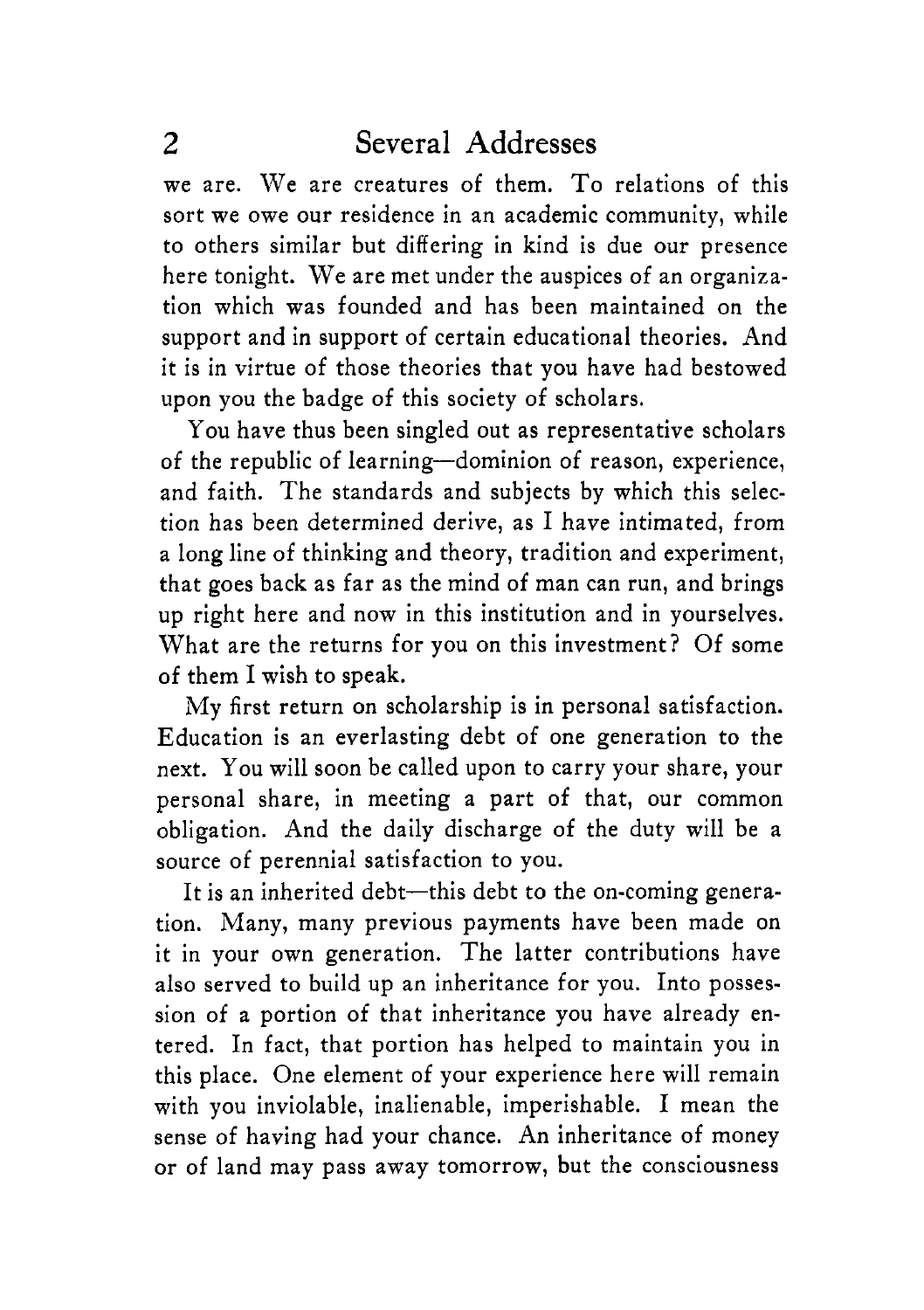we are. We are creatures of them. To relations of this sort we owe our residence in an academic community, while to others similar but differing in kind is due our presence here tonight. We are met under the auspices of an organization which was founded and has been maintained on the support and in support of certain educational theories. And it is in virtue of those theories that you have had bestowed upon you the badge of this society of scholars.

You have thus been singled out as representative scholars of the republic of learning—dominion of reason, experience, and faith. The standards and subjects by which this selection has been determined derive, as I have intimated, from a long line of thinking and theory, tradition and experiment, that goes back as far as the mind of man can run, and brings up right here and now in this institution and in yourselves. What are the returns for you on this investment? Of some of them I wish to speak.

My first return on scholarship is in personal satisfaction. Education is an everlasting debt of one generation to the next. You will soon be called upon to carry your share, your personal share, in meeting a part of that, our common obligation. And the daily discharge of the duty will be a source of perennial satisfaction to you.

It is an inherited debt—this debt to the on-coming generation. Many, many previous payments have been made on it in your own generation. The latter contributions have also served to build up an inheritance for you. Into possession of a portion of that inheritance you have already entered. In fact, that portion has helped to maintain you in this place. One element of your experience here will remain with you inviolable, inalienable, imperishable. I mean the sense of having had your chance. An inheritance of money or of land may pass away tomorrow, but the consciousness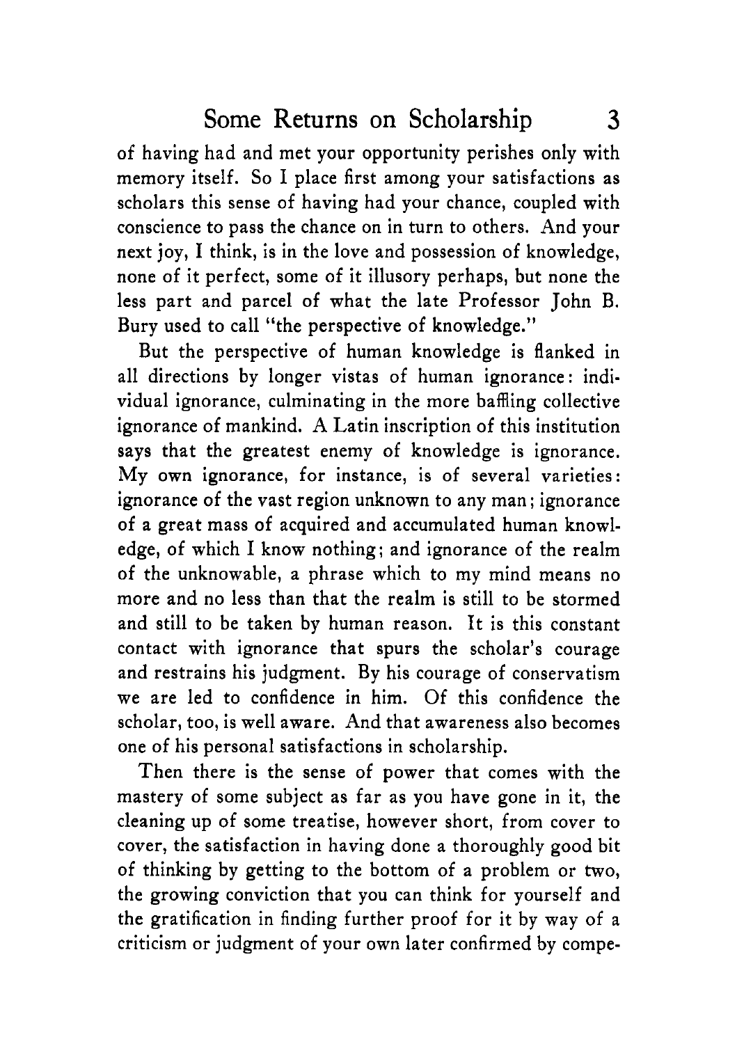of having had and met your opportunity perishes only with memory itself. So I place first among your satisfactions as scholars this sense of having had your chance, coupled with conscience to pass the chance on in turn to others. And your next joy, I think, is in the love and possession of knowledge, none of it perfect, some of it illusory perhaps, but none the less part and parcel of what the late Professor John B. Bury used to call "the perspective of knowledge."

But the perspective of human knowledge is flanked in all directions by longer vistas of human ignorance: individual ignorance, culminating in the more baffling collective ignorance of mankind. A Latin inscription of this institution says that the greatest enemy of knowledge is ignorance. My own ignorance, for instance, is of several varieties: ignorance of the vast region unknown to any man; ignorance of a great mass of acquired and accumulated human knowledge, of which I know nothing; and ignorance of the realm of the unknowable, a phrase which to my mind means no more and no less than that the realm is still to be stormed and still to be taken by human reason. It is this constant contact with ignorance that spurs the scholar's courage and restrains his judgment. By his courage of conservatism we are led to confidence in him. Of this confidence the scholar, too, is well aware. And that awareness also becomes one of his personal satisfactions in scholarship.

Then there is the sense of power that comes with the mastery of some subject as far as you have gone in it, the cleaning up of some treatise, however short, from cover to cover, the satisfaction in having done a thoroughly good bit of thinking by getting to the bottom of a problem or two, the growing conviction that you can think for yourself and the gratification in finding further proof for it by way of a criticism or judgment of your own later confirmed by compe-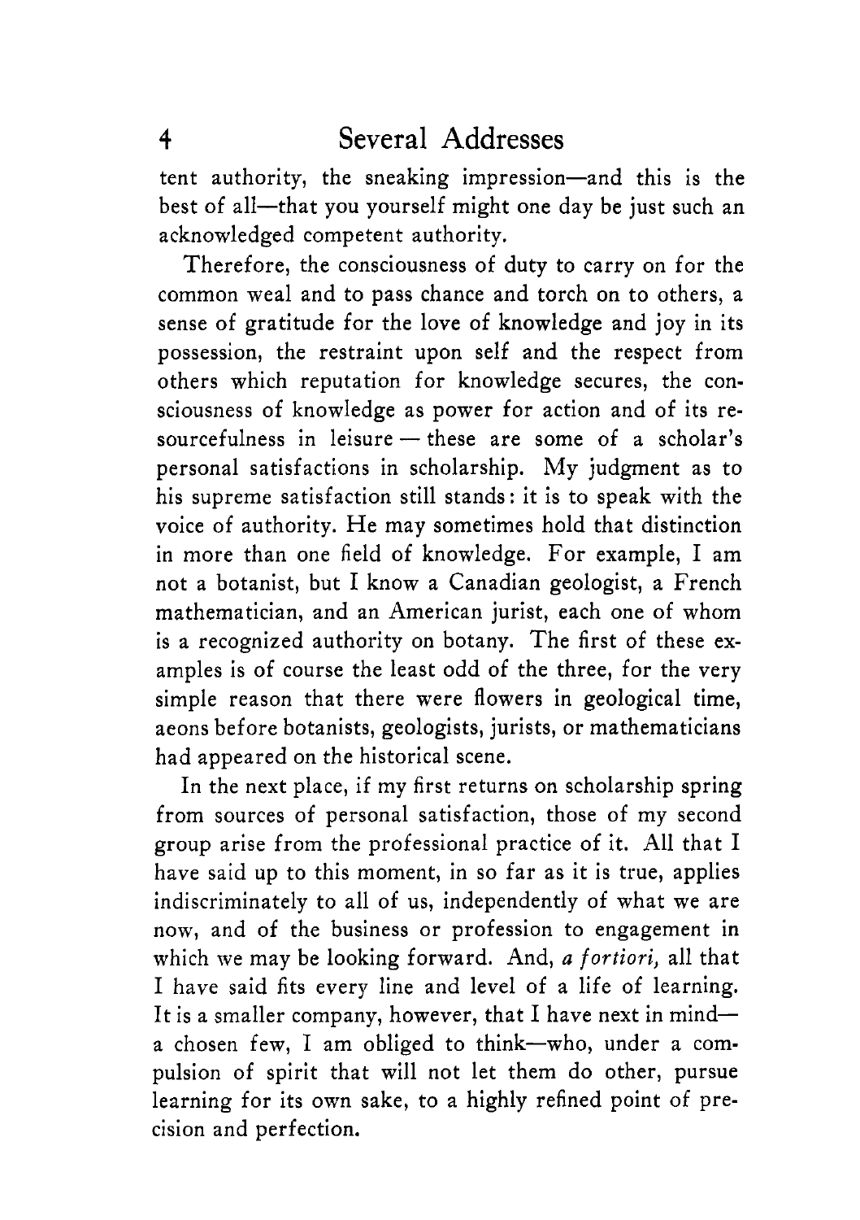tent authority, the sneaking impression—and this is the best of all—that you yourself might one day be just such an acknowledged competent authority.

Therefore, the consciousness of duty to carry on for the common weal and to pass chance and torch on to others, a sense of gratitude for the love of knowledge and joy in its possession, the restraint upon self and the respect from others which reputation for knowledge secures, the consciousness of knowledge as power for action and of its resourcefulness in leisure — these are some of a scholar's personal satisfactions in scholarship. My judgment as to his supreme satisfaction still stands: it is to speak with the voice of authority. He may sometimes hold that distinction in more than one field of knowledge. For example, I am not a botanist, but I know a Canadian geologist, a French mathematician, and an American jurist, each one of whom is a recognized authority on botany. The first of these examples is of course the least odd of the three, for the very simple reason that there were flowers in geological time, aeons before botanists, geologists, jurists, or mathematicians had appeared on the historical scene.

In the next place, if my first returns on scholarship spring from sources of personal satisfaction, those of my second group arise from the professional practice of it. All that I have said up to this moment, in so far as it is true, applies indiscriminately to all of us, independently of what we are now, and of the business or profession to engagement in which we may be looking forward. And, *a fortiori,* all that I have said fits every line and level of a life of learning. It is a smaller company, however, that I have next in mind—a chosen few, I am obliged to think—who, under a compulsion of spirit that will not let them do other, pursue learning for its own sake, to a highly refined point of precision and perfection.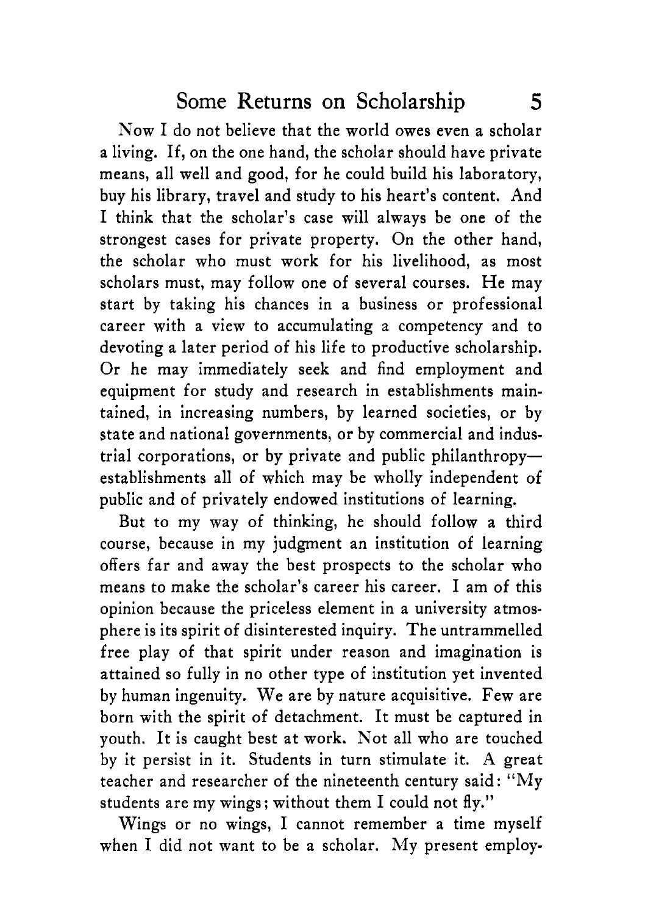Now I do not believe that the world owes even a scholar a living. If, on the one hand, the scholar should have private means, all well and good, for he could build his laboratory, buy his library, travel and study to his heart's content. And I think that the scholar's case will always be one of the strongest cases for private property. On the other hand, the scholar who must work for his livelihood, as most scholars must, may follow one of several courses. He may start by taking his chances in a business or professional career with a view to accumulating a competency and to devoting a later period of his life to productive scholarship. Or he may immediately seek and find employment and equipment for study and research in establishments maintained, in increasing numbers, by learned societies, or by state and national governments, or by commercial and industrial corporations, or by private and public philanthropy—establishments all of which may be wholly independent of public and of privately endowed institutions of learning.

But to my way of thinking, he should follow a third course, because in my judgment an institution of learning offers far and away the best prospects to the scholar who means to make the scholar's career his career. I am of this opinion because the priceless element in a university atmosphere is its spirit of disinterested inquiry. The untrammelled free play of that spirit under reason and imagination is attained so fully in no other type of institution yet invented by human ingenuity. We are by nature acquisitive. Few are born with the spirit of detachment. It must be captured in youth. It is caught best at work. Not all who are touched by it persist in it. Students in turn stimulate it. A great teacher and researcher of the nineteenth century said: "My students are my wings; without them I could not fly."

Wings or no wings, I cannot remember a time myself when I did not want to be a scholar. My present employ-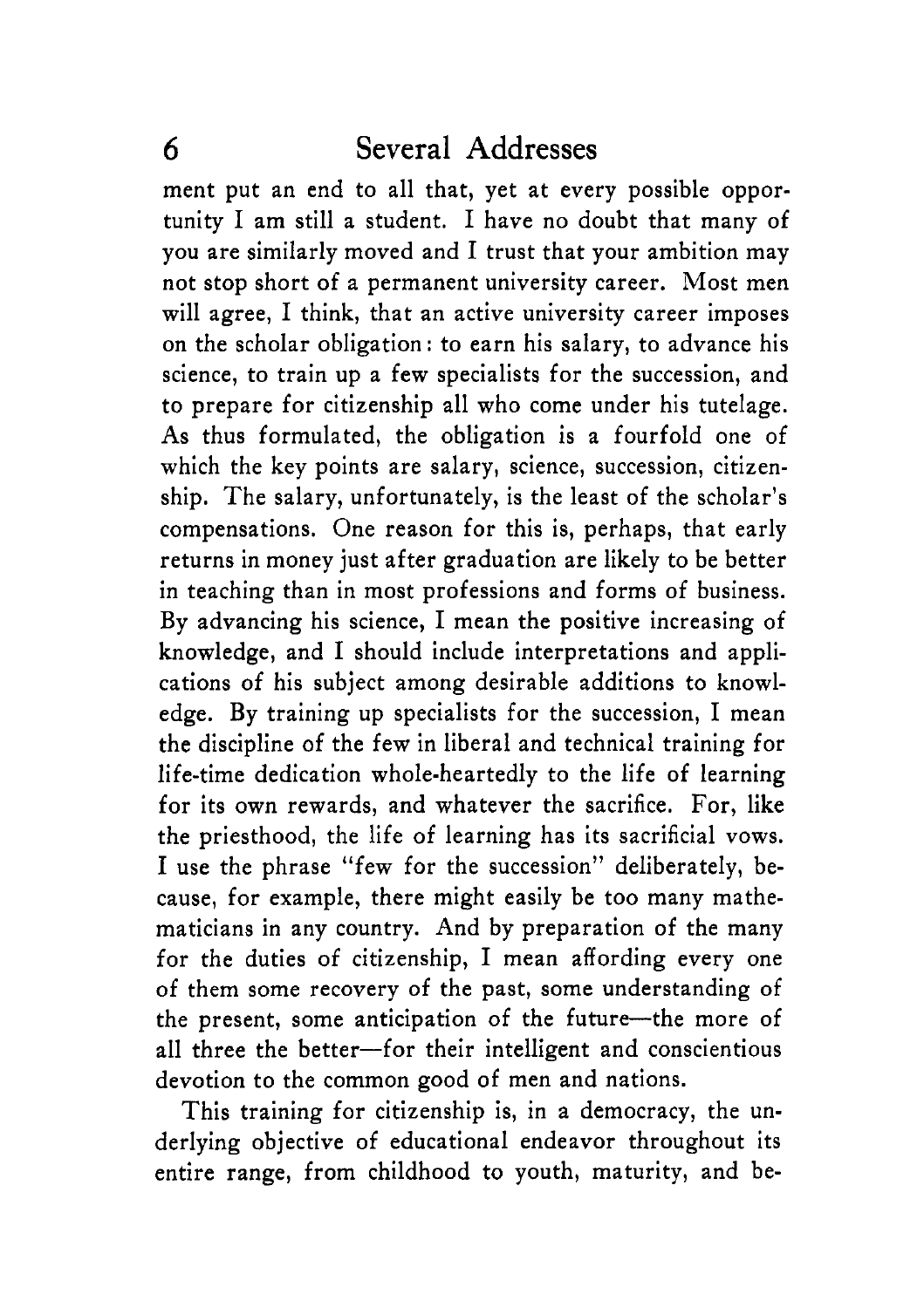ment put an end to all that, yet at every possible opportunity I am still a student. I have no doubt that many of you are similarly moved and I trust that your ambition may not stop short of a permanent university career. Most men will agree, I think, that an active university career imposes on the scholar obligation: to earn his salary, to advance his science, to train up a few specialists for the succession, and to prepare for citizenship all who come under his tutelage. As thus formulated, the obligation is a fourfold one of which the key points are salary, science, succession, citizenship. The salary, unfortunately, is the least of the scholar's compensations. One reason for this is, perhaps, that early returns in money just after graduation are likely to be better in teaching than in most professions and forms of business. By advancing his science, I mean the positive increasing of knowledge, and I should include interpretations and applications of his subject among desirable additions to knowledge. By training up specialists for the succession, I mean the discipline of the few in liberal and technical training for life-time dedication whole-heartedly to the life of learning for its own rewards, and whatever the sacrifice. For, like the priesthood, the life of learning has its sacrificial vows. I use the phrase "few for the succession" deliberately, because, for example, there might easily be too many mathematicians in any country. And by preparation of the many for the duties of citizenship, I mean affording every one of them some recovery of the past, some understanding of the present, some anticipation of the future—the more of all three the better—for their intelligent and conscientious devotion to the common good of men and nations.

This training for citizenship is, in a democracy, the underlying objective of educational endeavor throughout its entire range, from childhood to youth, maturity, and be-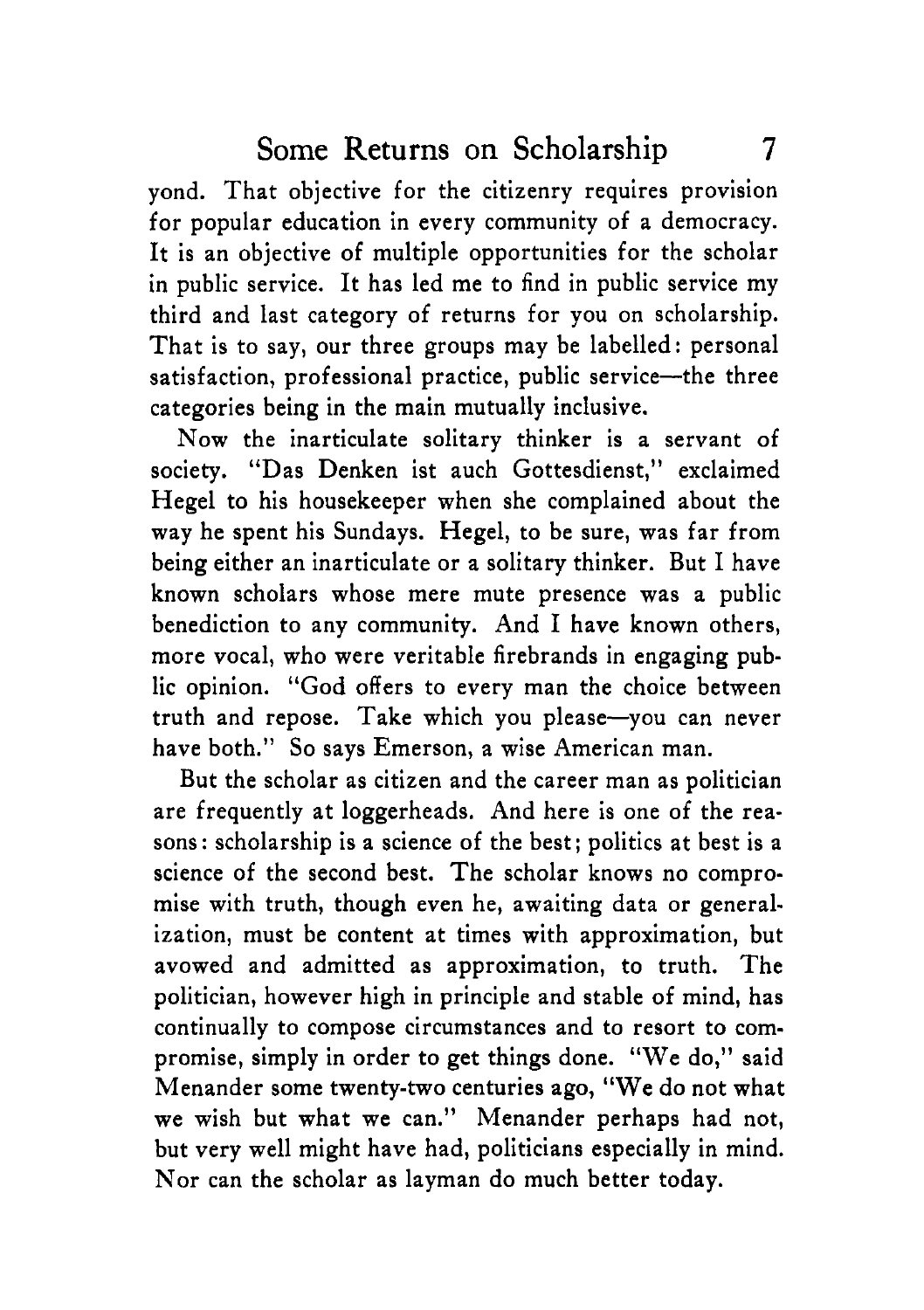yond. That objective for the citizenry requires provision for popular education in every community of a democracy. It is an objective of multiple opportunities for the scholar in public service. It has led me to find in public service my third and last category of returns for you on scholarship. That is to say, our three groups may be labelled: personal satisfaction, professional practice, public service—the three categories being in the main mutually inclusive.

Now the inarticulate solitary thinker is a servant of society. "Das Denken ist auch Gottesdienst," exclaimed Hegel to his housekeeper when she complained about the way he spent his Sundays. Hegel, to be sure, was far from being either an inarticulate or a solitary thinker. But I have known scholars whose mere mute presence was a public benediction to any community. And I have known others, more vocal, who were veritable firebrands in engaging public opinion. "God offers to every man the choice between truth and repose. Take which you please—you can never have both." So says Emerson, a wise American man.

But the scholar as citizen and the career man as politician are frequently at loggerheads. And here is one of the reasons: scholarship is a science of the best; politics at best is a science of the second best. The scholar knows no compromise with truth, though even he, awaiting data or generalization, must be content at times with approximation, but avowed and admitted as approximation, to truth. The politician, however high in principle and stable of mind, has continually to compose circumstances and to resort to compromise, simply in order to get things done. "We do," said Menander some twenty-two centuries ago, "We do not what we wish but what we can." Menander perhaps had not, but very well might have had, politicians especially in mind. Nor can the scholar as layman do much better today.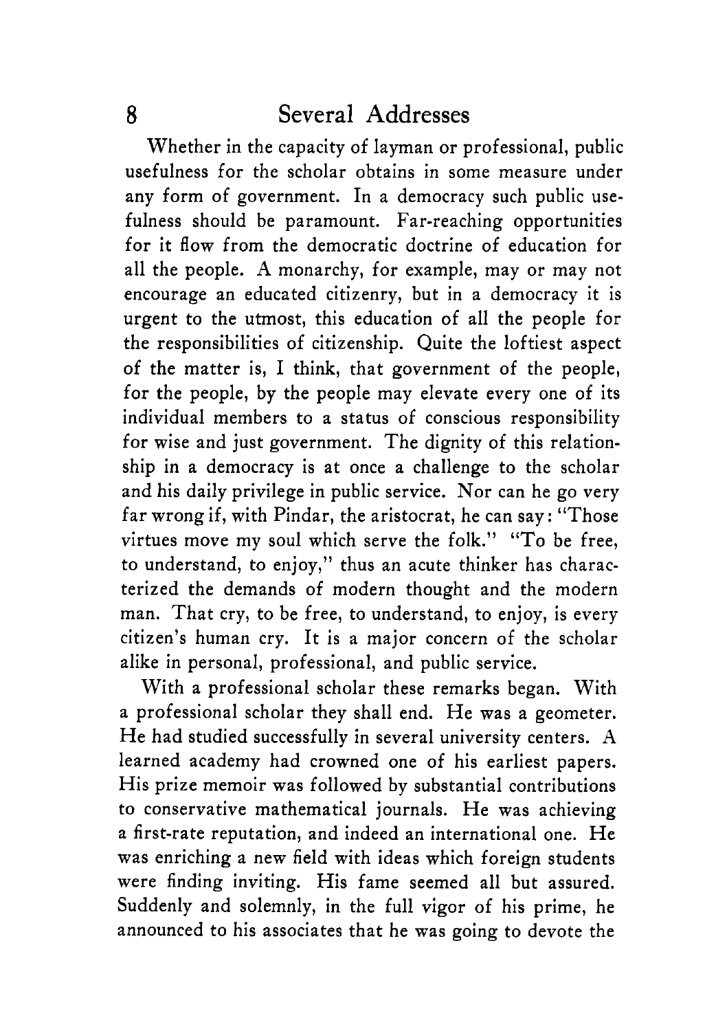Whether in the capacity of layman or professional, public usefulness for the scholar obtains in some measure under any form of government. In a democracy such public usefulness should be paramount. Far-reaching opportunities for it flow from the democratic doctrine of education for all the people. A monarchy, for example, may or may not encourage an educated citizenry, but in a democracy it is urgent to the utmost, this education of all the people for the responsibilities of citizenship. Quite the loftiest aspect of the matter is, I think, that government of the people, for the people, by the people may elevate every one of its individual members to a status of conscious responsibility for wise and just government. The dignity of this relationship in a democracy is at once a challenge to the scholar and his daily privilege in public service. Nor can he go very far wrong if, with Pindar, the aristocrat, he can say: "Those virtues move my soul which serve the folk." "To be free, to understand, to enjoy," thus an acute thinker has characterized the demands of modern thought and the modern man. That cry, to be free, to understand, to enjoy, is every citizen's human cry. It is a major concern of the scholar alike in personal, professional, and public service.

With a professional scholar these remarks began. With a professional scholar they shall end. He was a geometer. He had studied successfully in several university centers. A learned academy had crowned one of his earliest papers. His prize memoir was followed by substantial contributions to conservative mathematical journals. He was achieving a first-rate reputation, and indeed an international one. He was enriching a new field with ideas which foreign students were finding inviting. His fame seemed all but assured. Suddenly and solemnly, in the full vigor of his prime, he announced to his associates that he was going to devote the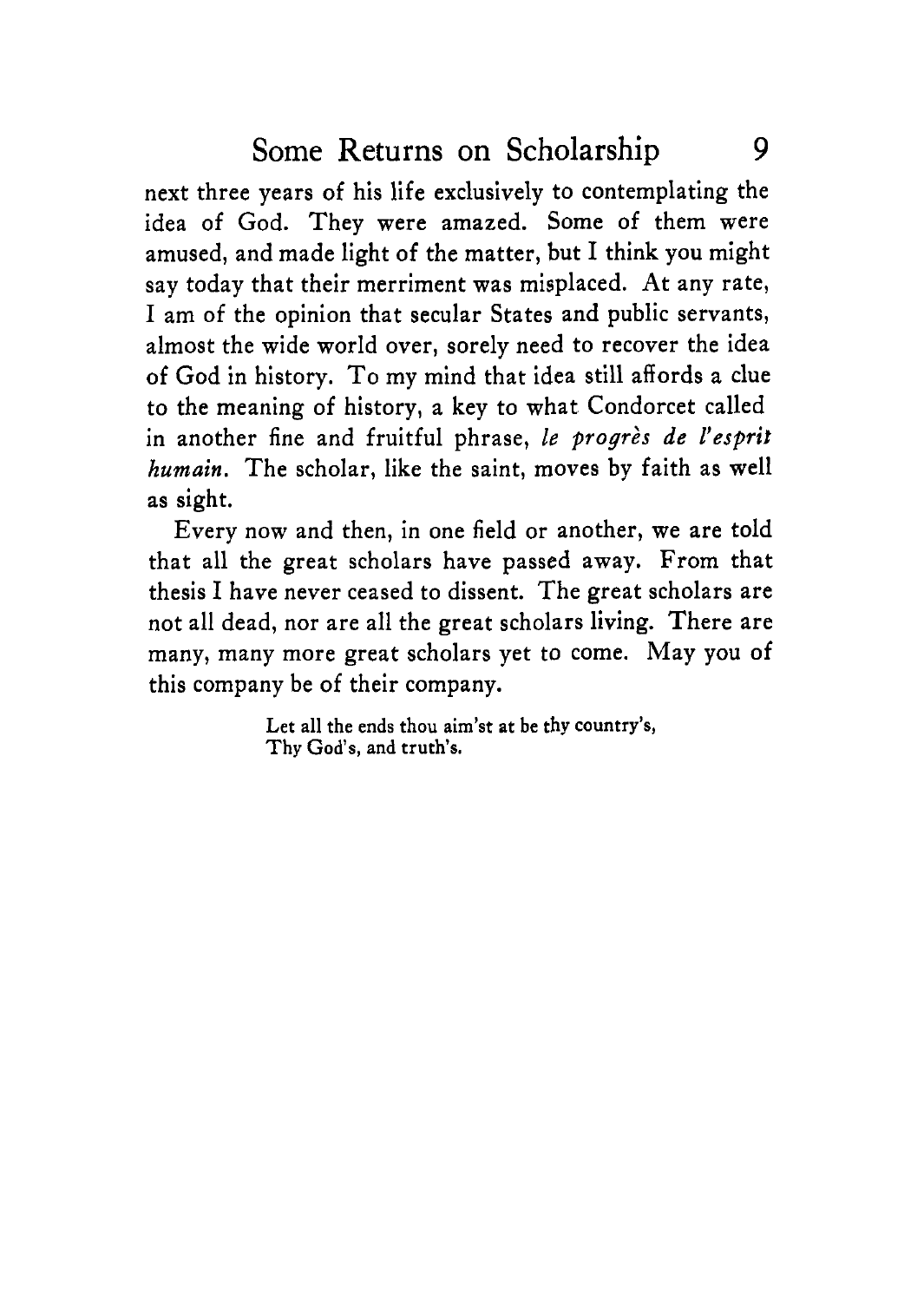next three years of his life exclusively to contemplating the idea of God. They were amazed. Some of them were amused, and made light of the matter, but I think you might say today that their merriment was misplaced. At any rate, I am of the opinion that secular States and public servants, almost the wide world over, sorely need to recover the idea of God in history. To my mind that idea still affords a clue to the meaning of history, a key to what Condorcet called in another fine and fruitful phrase, *le progrès de l'esprit humain*. The scholar, like the saint, moves by faith as well as sight.

Every now and then, in one field or another, we are told that all the great scholars have passed away. From that thesis I have never ceased to dissent. The great scholars are not all dead, nor are all the great scholars living. There are many, many more great scholars yet to come. May you of this company be of their company.

> Let all the ends thou aim'st at be thy country's,
> Thy God's, and truth's.